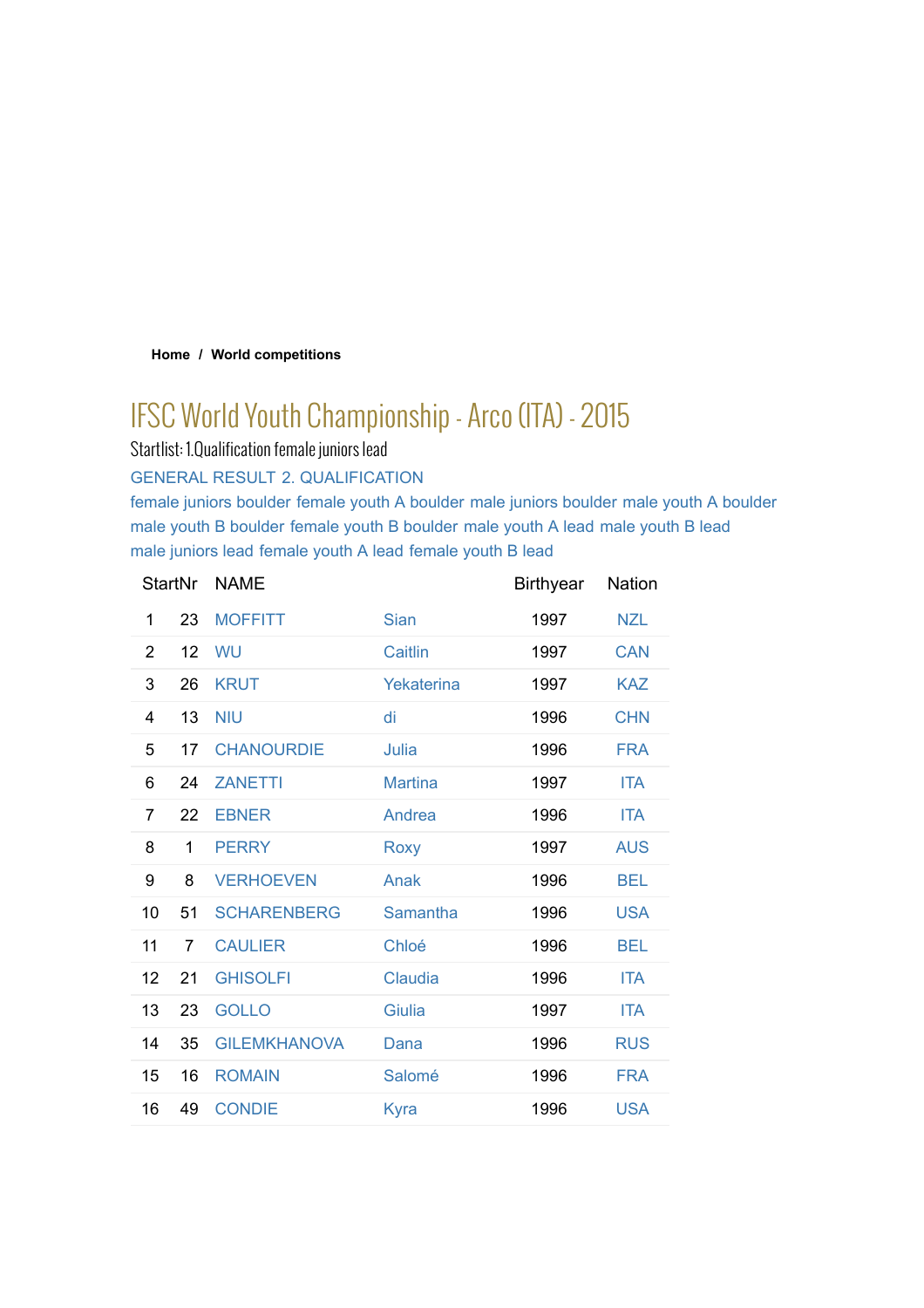**Home / World competitions**

# IFSC World Youth Championship - Arco (ITA) - 2015

Startlist: 1.Qualification female juniors lead

GENERAL RESULT 2. QUALIFICATION

female juniors boulder female youth A boulder male juniors boulder male youth A boulder male youth B boulder female youth B boulder male youth A lead male youth B lead male juniors lead female youth A lead female youth B lead

| | StartNr | NAME | | Birthyear | Nation |
|---|---|---|---|---|---|
| 1 | 23 | MOFFITT | Sian | 1997 | NZL |
| 2 | 12 | WU | Caitlin | 1997 | CAN |
| 3 | 26 | KRUT | Yekaterina | 1997 | KAZ |
| 4 | 13 | NIU | di | 1996 | CHN |
| 5 | 17 | CHANOURDIE | Julia | 1996 | FRA |
| 6 | 24 | ZANETTI | Martina | 1997 | ITA |
| 7 | 22 | EBNER | Andrea | 1996 | ITA |
| 8 | 1 | PERRY | Roxy | 1997 | AUS |
| 9 | 8 | VERHOEVEN | Anak | 1996 | BEL |
| 10 | 51 | SCHARENBERG | Samantha | 1996 | USA |
| 11 | 7 | CAULIER | Chloé | 1996 | BEL |
| 12 | 21 | GHISOLFI | Claudia | 1996 | ITA |
| 13 | 23 | GOLLO | Giulia | 1997 | ITA |
| 14 | 35 | GILEMKHANOVA | Dana | 1996 | RUS |
| 15 | 16 | ROMAIN | Salomé | 1996 | FRA |
| 16 | 49 | CONDIE | Kyra | 1996 | USA |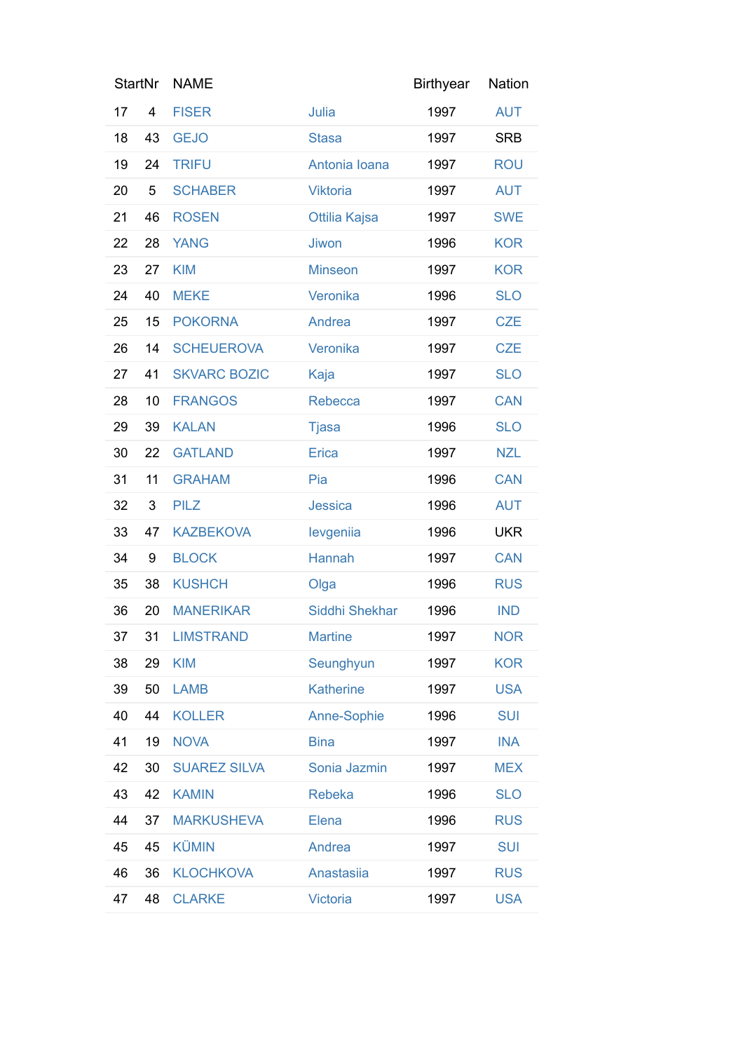| | StartNr | NAME | | Birthyear | Nation |
|---|---|---|---|---|---|
| 17 | 4 | FISER | Julia | 1997 | AUT |
| 18 | 43 | GEJO | Stasa | 1997 | SRB |
| 19 | 24 | TRIFU | Antonia Ioana | 1997 | ROU |
| 20 | 5 | SCHABER | Viktoria | 1997 | AUT |
| 21 | 46 | ROSEN | Ottilia Kajsa | 1997 | SWE |
| 22 | 28 | YANG | Jiwon | 1996 | KOR |
| 23 | 27 | KIM | Minseon | 1997 | KOR |
| 24 | 40 | MEKE | Veronika | 1996 | SLO |
| 25 | 15 | POKORNA | Andrea | 1997 | CZE |
| 26 | 14 | SCHEUEROVA | Veronika | 1997 | CZE |
| 27 | 41 | SKVARC BOZIC | Kaja | 1997 | SLO |
| 28 | 10 | FRANGOS | Rebecca | 1997 | CAN |
| 29 | 39 | KALAN | Tjasa | 1996 | SLO |
| 30 | 22 | GATLAND | Erica | 1997 | NZL |
| 31 | 11 | GRAHAM | Pia | 1996 | CAN |
| 32 | 3 | PILZ | Jessica | 1996 | AUT |
| 33 | 47 | KAZBEKOVA | Ievgeniia | 1996 | UKR |
| 34 | 9 | BLOCK | Hannah | 1997 | CAN |
| 35 | 38 | KUSHCH | Olga | 1996 | RUS |
| 36 | 20 | MANERIKAR | Siddhi Shekhar | 1996 | IND |
| 37 | 31 | LIMSTRAND | Martine | 1997 | NOR |
| 38 | 29 | KIM | Seunghyun | 1997 | KOR |
| 39 | 50 | LAMB | Katherine | 1997 | USA |
| 40 | 44 | KOLLER | Anne-Sophie | 1996 | SUI |
| 41 | 19 | NOVA | Bina | 1997 | INA |
| 42 | 30 | SUAREZ SILVA | Sonia Jazmin | 1997 | MEX |
| 43 | 42 | KAMIN | Rebeka | 1996 | SLO |
| 44 | 37 | MARKUSHEVA | Elena | 1996 | RUS |
| 45 | 45 | KÜMIN | Andrea | 1997 | SUI |
| 46 | 36 | KLOCHKOVA | Anastasiia | 1997 | RUS |
| 47 | 48 | CLARKE | Victoria | 1997 | USA |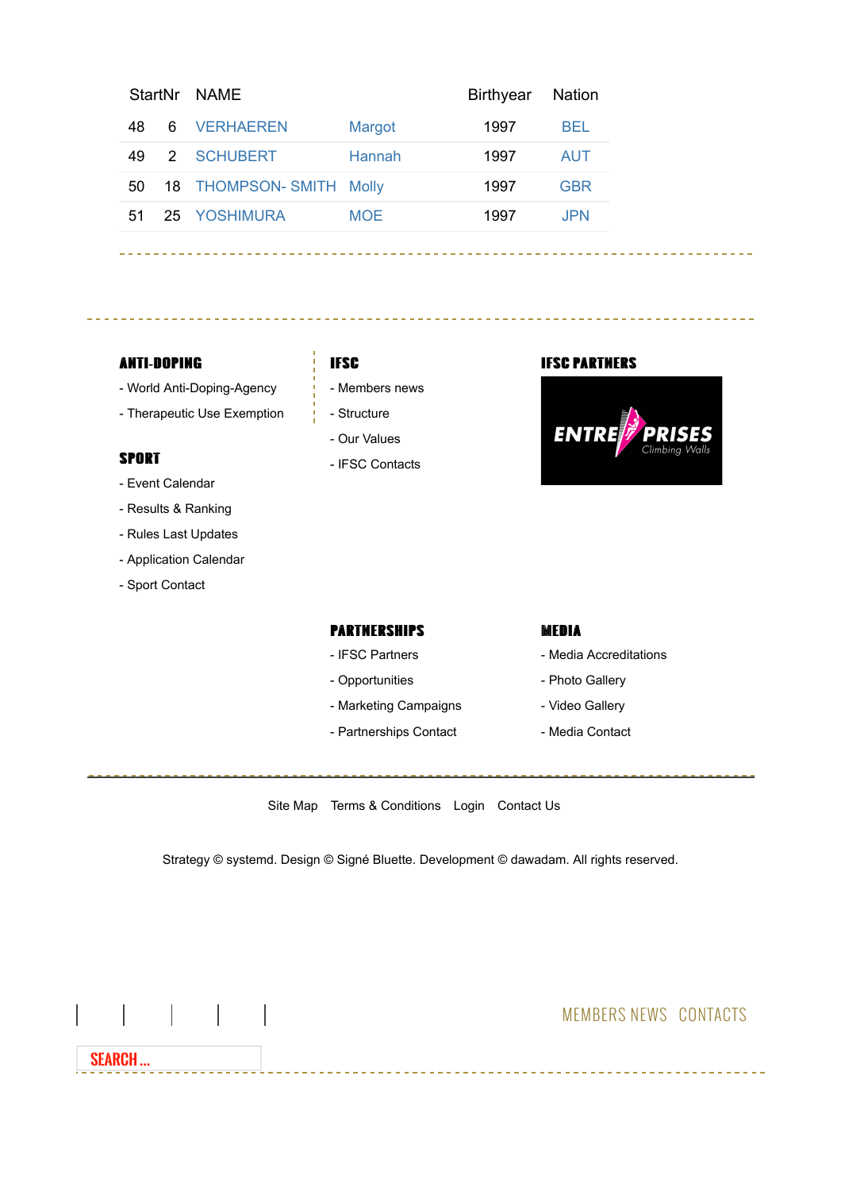| StartNr | | NAME | | Birthyear | Nation |
|---|---|---|---|---|---|
| 48 | 6 | VERHAEREN | Margot | 1997 | BEL |
| 49 | 2 | SCHUBERT | Hannah | 1997 | AUT |
| 50 | 18 | THOMPSON- SMITH | Molly | 1997 | GBR |
| 51 | 25 | YOSHIMURA | MOE | 1997 | JPN |

### ANTI-DOPING

- World Anti-Doping-Agency
- Therapeutic Use Exemption

### SPORT

- Event Calendar
- Results & Ranking
- Rules Last Updates
- Application Calendar
- Sport Contact

### IFSC

- Members news
- Structure
- Our Values
- IFSC Contacts

### IFSC PARTNERS

ENTRE PRISES Climbing Walls

### PARTNERSHIPS

- IFSC Partners
- Opportunities
- Marketing Campaigns
- Partnerships Contact

### MEDIA

- Media Accreditations
- Photo Gallery
- Video Gallery
- Media Contact

Site Map Terms & Conditions Login Contact Us

Strategy © systemd. Design © Signé Bluette. Development © dawadam. All rights reserved.

MEMBERS NEWS CONTACTS

SEARCH ...